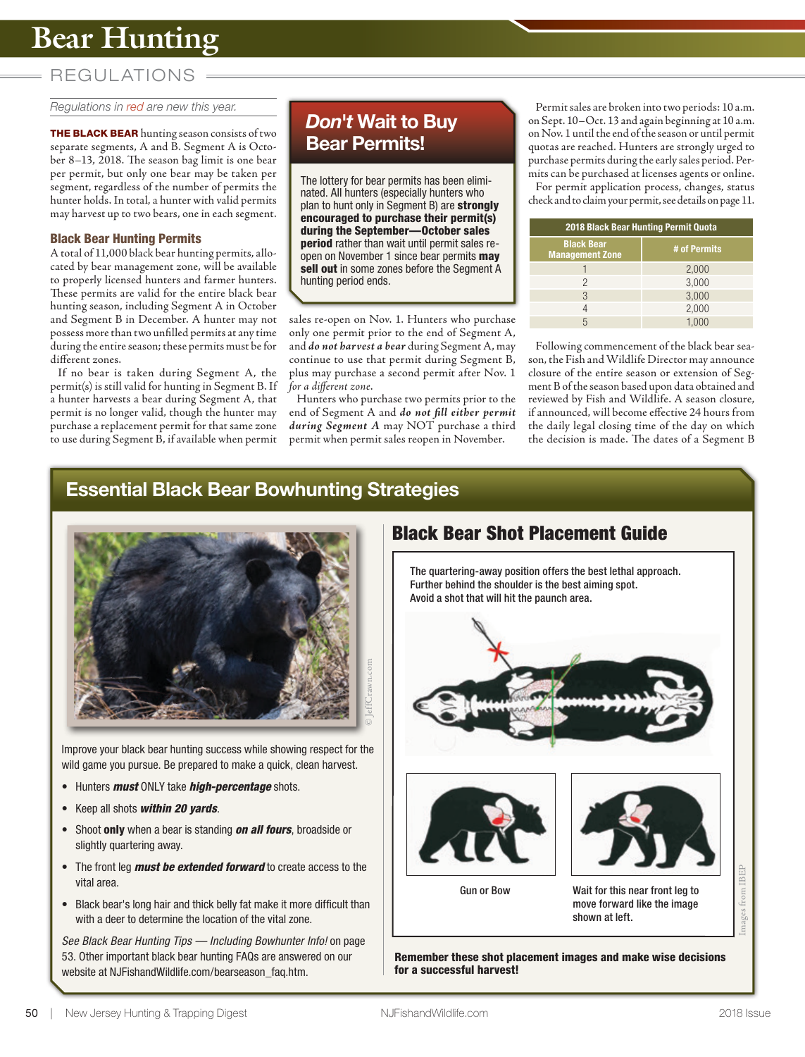# Bear Hunting

## REGULATIONS

*Regulations in red are new this year.*

**THE BLACK BEAR** hunting season consists of two separate segments, A and B. Segment A is October 8–13, 2018. The season bag limit is one bear per permit, but only one bear may be taken per segment, regardless of the number of permits the hunter holds. In total, a hunter with valid permits may harvest up to two bears, one in each segment.

### Black Bear Hunting Permits

A total of 11,000 black bear hunting permits, allocated by bear management zone, will be available to properly licensed hunters and farmer hunters. These permits are valid for the entire black bear hunting season, including Segment A in October and Segment B in December. A hunter may not possess more than two unfilled permits at any time during the entire season; these permits must be for different zones.

If no bear is taken during Segment A, the permit(s) is still valid for hunting in Segment B. If a hunter harvests a bear during Segment A, that permit is no longer valid, though the hunter may purchase a replacement permit for that same zone to use during Segment B, if available when permit sales re-open on Nov. 1. Hunters who purchase only one permit prior to the end of Segment A, and *do not harvest a bear* during Segment A, may continue to use that permit during Segment B, plus may purchase a second permit after Nov. 1 *for a different zone*.

Hunters who purchase two permits prior to the end of Segment A and *do not fill either permit during Segment A* may NOT purchase a third permit when permit sales reopen in November.

### *Don't* Wait to Buy Bear Permits!

The lottery for bear permits has been eliminated. All hunters (especially hunters who plan to hunt only in Segment B) are **strongly encouraged to purchase their permit(s) during the September—October sales period** rather than wait until permit sales re-open on November 1 since bear permits **may sell out** in some zones before the Segment A hunting period ends.

Permit sales are broken into two periods: 10 a.m. on Sept. 10–Oct. 13 and again beginning at 10 a.m. on Nov. 1 until the end of the season or until permit quotas are reached. Hunters are strongly urged to purchase permits during the early sales period. Permits can be purchased at licenses agents or online.

For permit application process, changes, status check and to claim your permit, see details on page 11.

**2018 Black Bear Hunting Permit Quota**

| Black Bear Management Zone | # of Permits |
|---|---|
| 1 | 2,000 |
| 2 | 3,000 |
| 3 | 3,000 |
| 4 | 2,000 |
| 5 | 1,000 |

Following commencement of the black bear season, the Fish and Wildlife Director may announce closure of the entire season or extension of Segment B of the season based upon data obtained and reviewed by Fish and Wildlife. A season closure, if announced, will become effective 24 hours from the daily legal closing time of the day on which the decision is made. The dates of a Segment B

## Essential Black Bear Bowhunting Strategies

©JeffCrawn.com

Improve your black bear hunting success while showing respect for the wild game you pursue. Be prepared to make a quick, clean harvest.

- Hunters ***must*** ONLY take ***high-percentage*** shots.
- Keep all shots ***within 20 yards***.
- Shoot **only** when a bear is standing ***on all fours***, broadside or slightly quartering away.
- The front leg ***must be extended forward*** to create access to the vital area.
- Black bear's long hair and thick belly fat make it more difficult than with a deer to determine the location of the vital zone.

*See Black Bear Hunting Tips — Including Bowhunter Info!* on page 53. Other important black bear hunting FAQs are answered on our website at NJFishandWildlife.com/bearseason_faq.htm.

### Black Bear Shot Placement Guide

The quartering-away position offers the best lethal approach.
Further behind the shoulder is the best aiming spot.
Avoid a shot that will hit the paunch area.

Gun or Bow

Wait for this near front leg to move forward like the image shown at left.

Images from IBEP

**Remember these shot placement images and make wise decisions for a successful harvest!**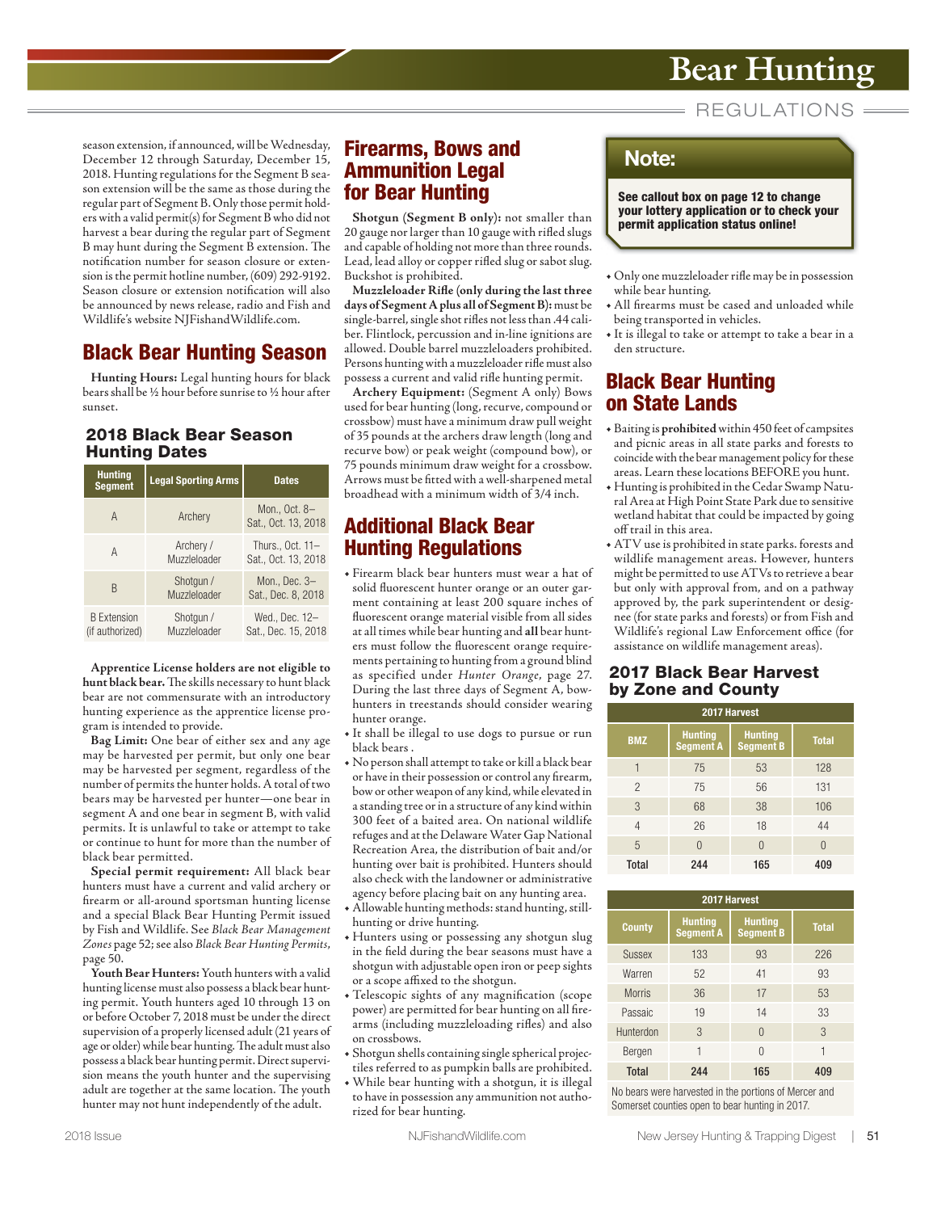season extension, if announced, will be Wednesday, December 12 through Saturday, December 15, 2018. Hunting regulations for the Segment B season extension will be the same as those during the regular part of Segment B. Only those permit holders with a valid permit(s) for Segment B who did not harvest a bear during the regular part of Segment B may hunt during the Segment B extension. The notification number for season closure or extension is the permit hotline number, (609) 292-9192. Season closure or extension notification will also be announced by news release, radio and Fish and Wildlife's website NJFishandWildlife.com.

## Black Bear Hunting Season

**Hunting Hours:** Legal hunting hours for black bears shall be ½ hour before sunrise to ½ hour after sunset.

### 2018 Black Bear Season Hunting Dates

| Hunting Segment | Legal Sporting Arms | Dates |
|---|---|---|
| A | Archery | Mon., Oct. 8–Sat., Oct. 13, 2018 |
| A | Archery / Muzzleloader | Thurs., Oct. 11–Sat., Oct. 13, 2018 |
| B | Shotgun / Muzzleloader | Mon., Dec. 3–Sat., Dec. 8, 2018 |
| B Extension (if authorized) | Shotgun / Muzzleloader | Wed., Dec. 12–Sat., Dec. 15, 2018 |

**Apprentice License holders are not eligible to hunt black bear.** The skills necessary to hunt black bear are not commensurate with an introductory hunting experience as the apprentice license program is intended to provide.

**Bag Limit:** One bear of either sex and any age may be harvested per permit, but only one bear may be harvested per segment, regardless of the number of permits the hunter holds. A total of two bears may be harvested per hunter—one bear in segment A and one bear in segment B, with valid permits. It is unlawful to take or attempt to take or continue to hunt for more than the number of black bear permitted.

**Special permit requirement:** All black bear hunters must have a current and valid archery or firearm or all-around sportsman hunting license and a special Black Bear Hunting Permit issued by Fish and Wildlife. See *Black Bear Management Zones* page 52; see also *Black Bear Hunting Permits*, page 50.

**Youth Bear Hunters:** Youth hunters with a valid hunting license must also possess a black bear hunting permit. Youth hunters aged 10 through 13 on or before October 7, 2018 must be under the direct supervision of a properly licensed adult (21 years of age or older) while bear hunting. The adult must also possess a black bear hunting permit. Direct supervision means the youth hunter and the supervising adult are together at the same location. The youth hunter may not hunt independently of the adult.

## Firearms, Bows and Ammunition Legal for Bear Hunting

**Shotgun (Segment B only):** not smaller than 20 gauge nor larger than 10 gauge with rifled slugs and capable of holding not more than three rounds. Lead, lead alloy or copper rifled slug or sabot slug. Buckshot is prohibited.

**Muzzleloader Rifle (only during the last three days of Segment A plus all of Segment B):** must be single-barrel, single shot rifles not less than .44 caliber. Flintlock, percussion and in-line ignitions are allowed. Double barrel muzzleloaders prohibited. Persons hunting with a muzzleloader rifle must also possess a current and valid rifle hunting permit.

**Archery Equipment:** (Segment A only) Bows used for bear hunting (long, recurve, compound or crossbow) must have a minimum draw pull weight of 35 pounds at the archers draw length (long and recurve bow) or peak weight (compound bow), or 75 pounds minimum draw weight for a crossbow. Arrows must be fitted with a well-sharpened metal broadhead with a minimum width of 3/4 inch.

## Additional Black Bear Hunting Regulations

- Firearm black bear hunters must wear a hat of solid fluorescent hunter orange or an outer garment containing at least 200 square inches of fluorescent orange material visible from all sides at all times while bear hunting and **all** bear hunters must follow the fluorescent orange requirements pertaining to hunting from a ground blind as specified under *Hunter Orange*, page 27. During the last three days of Segment A, bowhunters in treestands should consider wearing hunter orange.
- It shall be illegal to use dogs to pursue or run black bears .
- No person shall attempt to take or kill a black bear or have in their possession or control any firearm, bow or other weapon of any kind, while elevated in a standing tree or in a structure of any kind within 300 feet of a baited area. On national wildlife refuges and at the Delaware Water Gap National Recreation Area, the distribution of bait and/or hunting over bait is prohibited. Hunters should also check with the landowner or administrative agency before placing bait on any hunting area.
- Allowable hunting methods: stand hunting, still-hunting or drive hunting.
- Hunters using or possessing any shotgun slug in the field during the bear seasons must have a shotgun with adjustable open iron or peep sights or a scope affixed to the shotgun.
- Telescopic sights of any magnification (scope power) are permitted for bear hunting on all firearms (including muzzleloading rifles) and also on crossbows.
- Shotgun shells containing single spherical projectiles referred to as pumpkin balls are prohibited.
- While bear hunting with a shotgun, it is illegal to have in possession any ammunition not authorized for bear hunting.

> **Note:**
>
> **See callout box on page 12 to change your lottery application or to check your permit application status online!**

- Only one muzzleloader rifle may be in possession while bear hunting.
- All firearms must be cased and unloaded while being transported in vehicles.
- It is illegal to take or attempt to take a bear in a den structure.

## Black Bear Hunting on State Lands

- Baiting is **prohibited** within 450 feet of campsites and picnic areas in all state parks and forests to coincide with the bear management policy for these areas. Learn these locations BEFORE you hunt.
- Hunting is prohibited in the Cedar Swamp Natural Area at High Point State Park due to sensitive wetland habitat that could be impacted by going off trail in this area.
- ATV use is prohibited in state parks. forests and wildlife management areas. However, hunters might be permitted to use ATVs to retrieve a bear but only with approval from, and on a pathway approved by, the park superintendent or designee (for state parks and forests) or from Fish and Wildlife's regional Law Enforcement office (for assistance on wildlife management areas).

### 2017 Black Bear Harvest by Zone and County

| 2017 Harvest | | | |
|---|---|---|---|
| BMZ | Hunting Segment A | Hunting Segment B | Total |
| 1 | 75 | 53 | 128 |
| 2 | 75 | 56 | 131 |
| 3 | 68 | 38 | 106 |
| 4 | 26 | 18 | 44 |
| 5 | 0 | 0 | 0 |
| **Total** | **244** | **165** | **409** |

| 2017 Harvest | | | |
|---|---|---|---|
| County | Hunting Segment A | Hunting Segment B | Total |
| Sussex | 133 | 93 | 226 |
| Warren | 52 | 41 | 93 |
| Morris | 36 | 17 | 53 |
| Passaic | 19 | 14 | 33 |
| Hunterdon | 3 | 0 | 3 |
| Bergen | 1 | 0 | 1 |
| **Total** | **244** | **165** | **409** |

No bears were harvested in the portions of Mercer and Somerset counties open to bear hunting in 2017.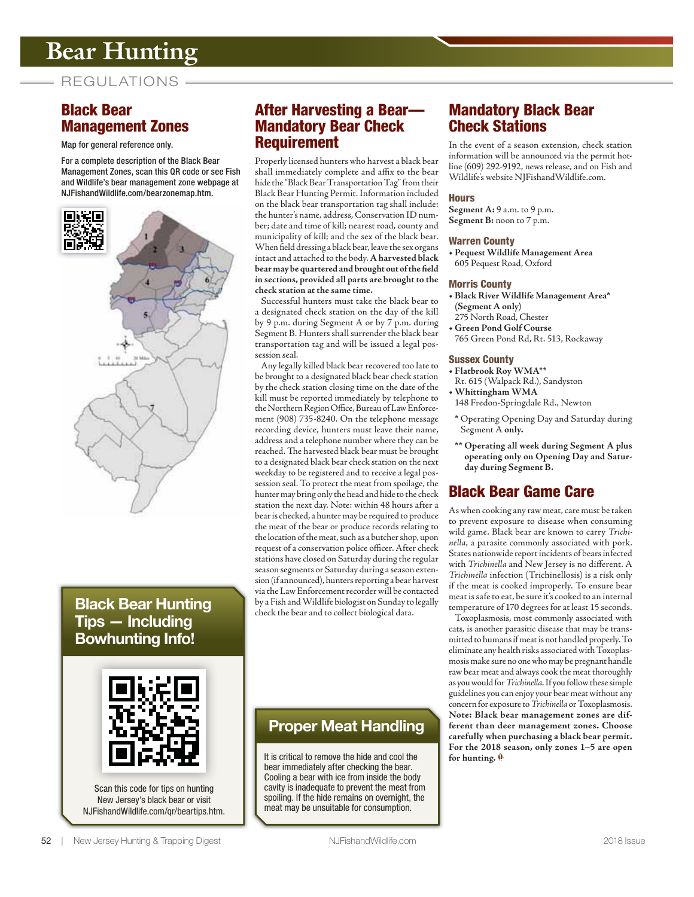# Bear Hunting

REGULATIONS

## Black Bear Management Zones

Map for general reference only.

For a complete description of the Black Bear Management Zones, scan this QR code or see Fish and Wildlife's bear management zone webpage at NJFishandWildlife.com/bearzonemap.htm.

## Black Bear Hunting Tips — Including Bowhunting Info!

Scan this code for tips on hunting New Jersey's black bear or visit NJFishandWildlife.com/qr/beartips.htm.

## After Harvesting a Bear—Mandatory Bear Check Requirement

Properly licensed hunters who harvest a black bear shall immediately complete and affix to the bear hide the "Black Bear Transportation Tag" from their Black Bear Hunting Permit. Information included on the black bear transportation tag shall include: the hunter's name, address, Conservation ID number; date and time of kill; nearest road, county and municipality of kill; and the sex of the black bear. When field dressing a black bear, leave the sex organs intact and attached to the body. **A harvested black bear may be quartered and brought out of the field in sections, provided all parts are brought to the check station at the same time.**

Successful hunters must take the black bear to a designated check station on the day of the kill by 9 p.m. during Segment A or by 7 p.m. during Segment B. Hunters shall surrender the black bear transportation tag and will be issued a legal possession seal.

Any legally killed black bear recovered too late to be brought to a designated black bear check station by the check station closing time on the date of the kill must be reported immediately by telephone to the Northern Region Office, Bureau of Law Enforcement (908) 735-8240. On the telephone message recording device, hunters must leave their name, address and a telephone number where they can be reached. The harvested black bear must be brought to a designated black bear check station on the next weekday to be registered and to receive a legal possession seal. To protect the meat from spoilage, the hunter may bring only the head and hide to the check station the next day. Note: within 48 hours after a bear is checked, a hunter may be required to produce the meat of the bear or produce records relating to the location of the meat, such as a butcher shop, upon request of a conservation police officer. After check stations have closed on Saturday during the regular season segments or Saturday during a season extension (if announced), hunters reporting a bear harvest via the Law Enforcement recorder will be contacted by a Fish and Wildlife biologist on Sunday to legally check the bear and to collect biological data.

## Proper Meat Handling

It is critical to remove the hide and cool the bear immediately after checking the bear. Cooling a bear with ice from inside the body cavity is inadequate to prevent the meat from spoiling. If the hide remains on overnight, the meat may be unsuitable for consumption.

## Mandatory Black Bear Check Stations

In the event of a season extension, check station information will be announced via the permit hotline (609) 292-9192, news release, and on Fish and Wildlife's website NJFishandWildlife.com.

### Hours

**Segment A:** 9 a.m. to 9 p.m.
**Segment B:** noon to 7 p.m.

### Warren County

- **Pequest Wildlife Management Area**
  605 Pequest Road, Oxford

### Morris County

- **Black River Wildlife Management Area* (Segment A only)**
  275 North Road, Chester
- **Green Pond Golf Course**
  765 Green Pond Rd, Rt. 513, Rockaway

### Sussex County

- **Flatbrook Roy WMA****
  Rt. 615 (Walpack Rd.), Sandyston
- **Whittingham WMA**
  148 Fredon-Springdale Rd., Newton

\* Operating Opening Day and Saturday during Segment A **only.**

\*\* **Operating all week during Segment A plus operating only on Opening Day and Saturday during Segment B.**

## Black Bear Game Care

As when cooking any raw meat, care must be taken to prevent exposure to disease when consuming wild game. Black bear are known to carry *Trichinella*, a parasite commonly associated with pork. States nationwide report incidents of bears infected with *Trichinella* and New Jersey is no different. A *Trichinella* infection (Trichinellosis) is a risk only if the meat is cooked improperly. To ensure bear meat is safe to eat, be sure it's cooked to an internal temperature of 170 degrees for at least 15 seconds.

Toxoplasmosis, most commonly associated with cats, is another parasitic disease that may be transmitted to humans if meat is not handled properly. To eliminate any health risks associated with Toxoplasmosis make sure no one who may be pregnant handle raw bear meat and always cook the meat thoroughly as you would for *Trichinella*. If you follow these simple guidelines you can enjoy your bear meat without any concern for exposure to *Trichinella* or Toxoplasmosis. **Note: Black bear management zones are different than deer management zones. Choose carefully when purchasing a black bear permit. For the 2018 season, only zones 1–5 are open for hunting.**